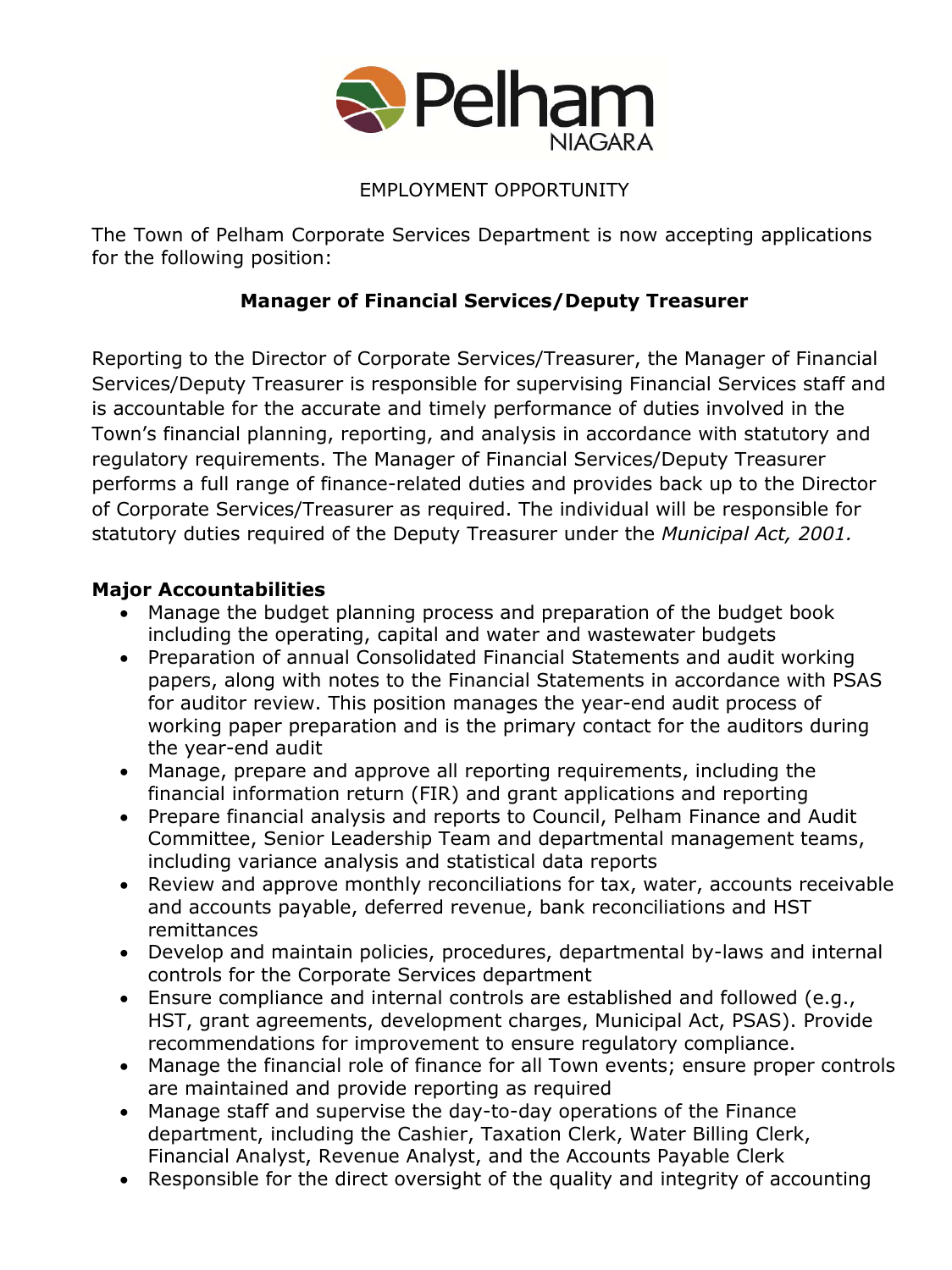Pelham NIAGARA

EMPLOYMENT OPPORTUNITY

The Town of Pelham Corporate Services Department is now accepting applications for the following position:

**Manager of Financial Services/Deputy Treasurer**

Reporting to the Director of Corporate Services/Treasurer, the Manager of Financial Services/Deputy Treasurer is responsible for supervising Financial Services staff and is accountable for the accurate and timely performance of duties involved in the Town's financial planning, reporting, and analysis in accordance with statutory and regulatory requirements. The Manager of Financial Services/Deputy Treasurer performs a full range of finance-related duties and provides back up to the Director of Corporate Services/Treasurer as required. The individual will be responsible for statutory duties required of the Deputy Treasurer under the *Municipal Act, 2001.*

**Major Accountabilities**

- Manage the budget planning process and preparation of the budget book including the operating, capital and water and wastewater budgets
- Preparation of annual Consolidated Financial Statements and audit working papers, along with notes to the Financial Statements in accordance with PSAS for auditor review. This position manages the year-end audit process of working paper preparation and is the primary contact for the auditors during the year-end audit
- Manage, prepare and approve all reporting requirements, including the financial information return (FIR) and grant applications and reporting
- Prepare financial analysis and reports to Council, Pelham Finance and Audit Committee, Senior Leadership Team and departmental management teams, including variance analysis and statistical data reports
- Review and approve monthly reconciliations for tax, water, accounts receivable and accounts payable, deferred revenue, bank reconciliations and HST remittances
- Develop and maintain policies, procedures, departmental by-laws and internal controls for the Corporate Services department
- Ensure compliance and internal controls are established and followed (e.g., HST, grant agreements, development charges, Municipal Act, PSAS). Provide recommendations for improvement to ensure regulatory compliance.
- Manage the financial role of finance for all Town events; ensure proper controls are maintained and provide reporting as required
- Manage staff and supervise the day-to-day operations of the Finance department, including the Cashier, Taxation Clerk, Water Billing Clerk, Financial Analyst, Revenue Analyst, and the Accounts Payable Clerk
- Responsible for the direct oversight of the quality and integrity of accounting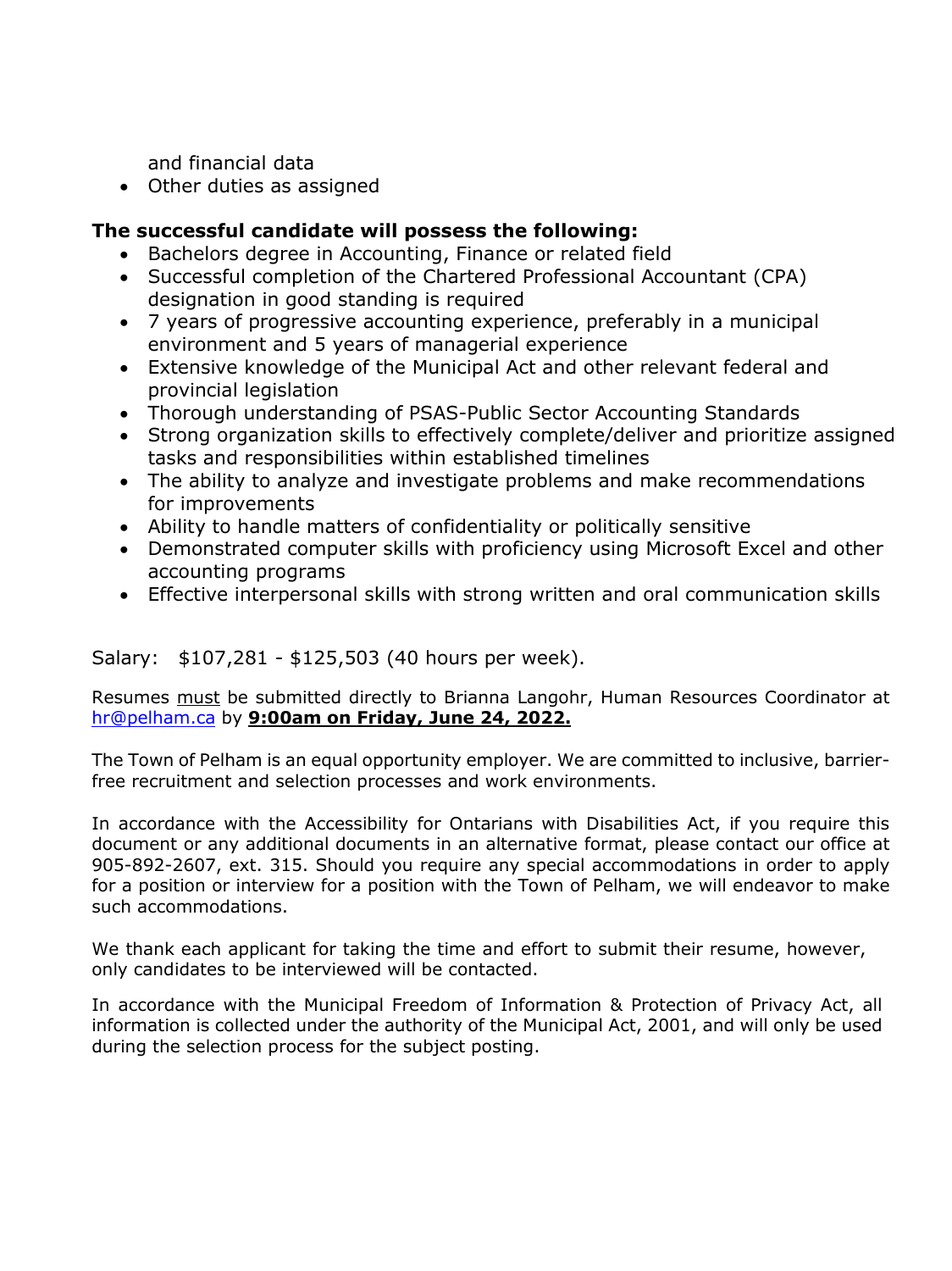and financial data
- Other duties as assigned

**The successful candidate will possess the following:**

- Bachelors degree in Accounting, Finance or related field
- Successful completion of the Chartered Professional Accountant (CPA) designation in good standing is required
- 7 years of progressive accounting experience, preferably in a municipal environment and 5 years of managerial experience
- Extensive knowledge of the Municipal Act and other relevant federal and provincial legislation
- Thorough understanding of PSAS-Public Sector Accounting Standards
- Strong organization skills to effectively complete/deliver and prioritize assigned tasks and responsibilities within established timelines
- The ability to analyze and investigate problems and make recommendations for improvements
- Ability to handle matters of confidentiality or politically sensitive
- Demonstrated computer skills with proficiency using Microsoft Excel and other accounting programs
- Effective interpersonal skills with strong written and oral communication skills

Salary: $107,281 - $125,503 (40 hours per week).

Resumes must be submitted directly to Brianna Langohr, Human Resources Coordinator at hr@pelham.ca by **9:00am on Friday, June 24, 2022.**

The Town of Pelham is an equal opportunity employer. We are committed to inclusive, barrier-free recruitment and selection processes and work environments.

In accordance with the Accessibility for Ontarians with Disabilities Act, if you require this document or any additional documents in an alternative format, please contact our office at 905-892-2607, ext. 315. Should you require any special accommodations in order to apply for a position or interview for a position with the Town of Pelham, we will endeavor to make such accommodations.

We thank each applicant for taking the time and effort to submit their resume, however, only candidates to be interviewed will be contacted.

In accordance with the Municipal Freedom of Information & Protection of Privacy Act, all information is collected under the authority of the Municipal Act, 2001, and will only be used during the selection process for the subject posting.